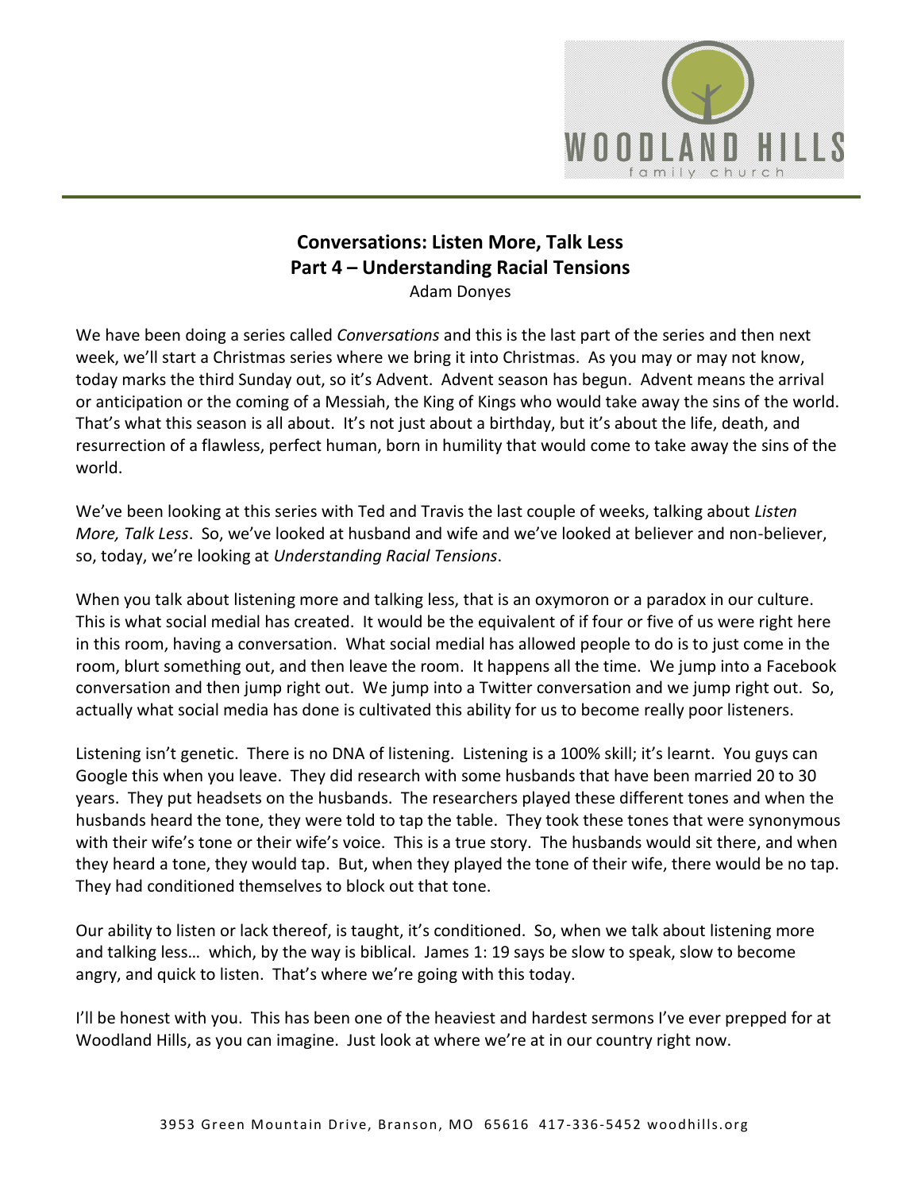# Conversations: Listen More, Talk Less
## Part 4 – Understanding Racial Tensions

Adam Donyes

We have been doing a series called *Conversations* and this is the last part of the series and then next week, we'll start a Christmas series where we bring it into Christmas. As you may or may not know, today marks the third Sunday out, so it's Advent. Advent season has begun. Advent means the arrival or anticipation or the coming of a Messiah, the King of Kings who would take away the sins of the world. That's what this season is all about. It's not just about a birthday, but it's about the life, death, and resurrection of a flawless, perfect human, born in humility that would come to take away the sins of the world.

We've been looking at this series with Ted and Travis the last couple of weeks, talking about *Listen More, Talk Less*. So, we've looked at husband and wife and we've looked at believer and non-believer, so, today, we're looking at *Understanding Racial Tensions*.

When you talk about listening more and talking less, that is an oxymoron or a paradox in our culture. This is what social medial has created. It would be the equivalent of if four or five of us were right here in this room, having a conversation. What social medial has allowed people to do is to just come in the room, blurt something out, and then leave the room. It happens all the time. We jump into a Facebook conversation and then jump right out. We jump into a Twitter conversation and we jump right out. So, actually what social media has done is cultivated this ability for us to become really poor listeners.

Listening isn't genetic. There is no DNA of listening. Listening is a 100% skill; it's learnt. You guys can Google this when you leave. They did research with some husbands that have been married 20 to 30 years. They put headsets on the husbands. The researchers played these different tones and when the husbands heard the tone, they were told to tap the table. They took these tones that were synonymous with their wife's tone or their wife's voice. This is a true story. The husbands would sit there, and when they heard a tone, they would tap. But, when they played the tone of their wife, there would be no tap. They had conditioned themselves to block out that tone.

Our ability to listen or lack thereof, is taught, it's conditioned. So, when we talk about listening more and talking less… which, by the way is biblical. James 1: 19 says be slow to speak, slow to become angry, and quick to listen. That's where we're going with this today.

I'll be honest with you. This has been one of the heaviest and hardest sermons I've ever prepped for at Woodland Hills, as you can imagine. Just look at where we're at in our country right now.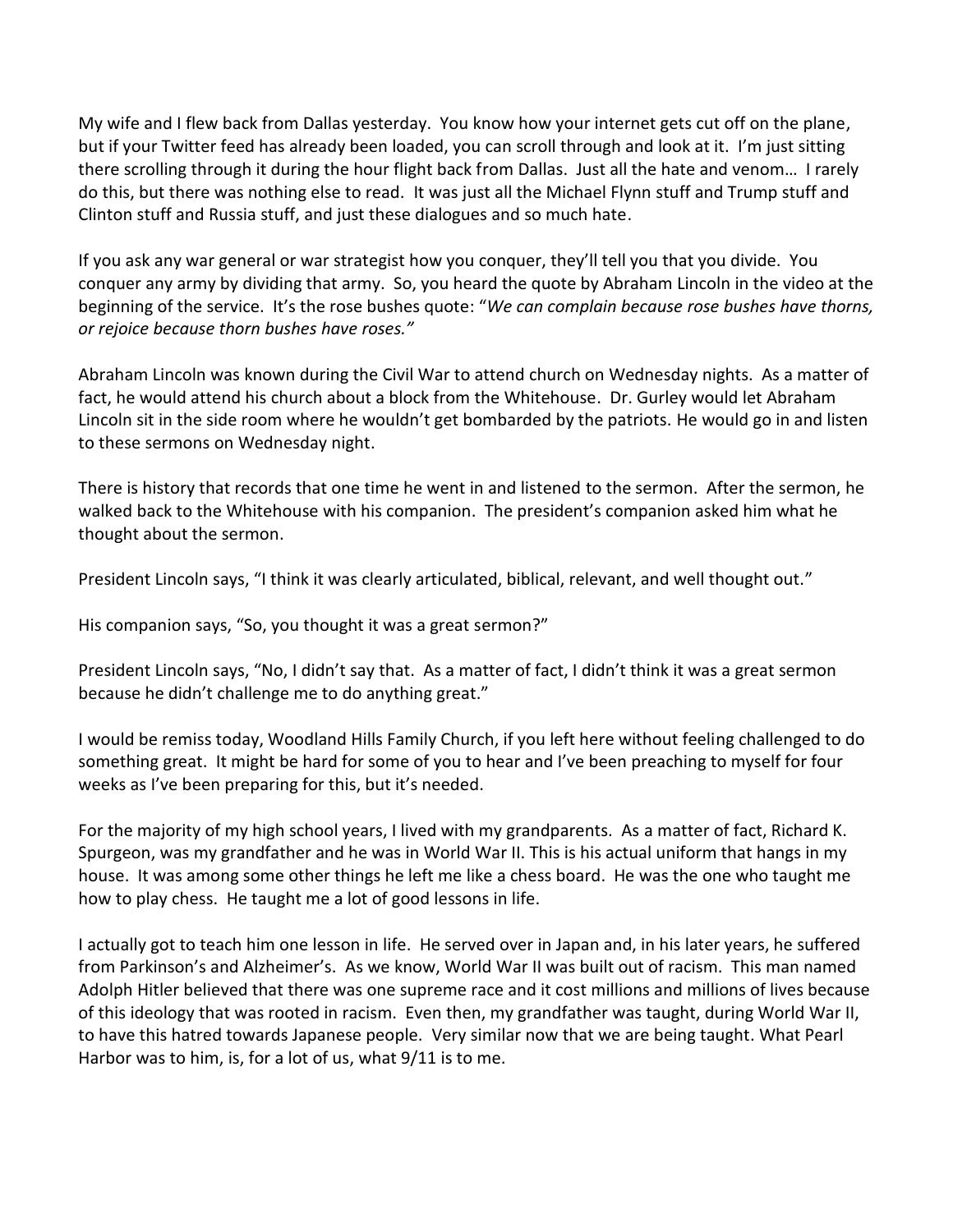My wife and I flew back from Dallas yesterday. You know how your internet gets cut off on the plane, but if your Twitter feed has already been loaded, you can scroll through and look at it. I'm just sitting there scrolling through it during the hour flight back from Dallas. Just all the hate and venom… I rarely do this, but there was nothing else to read. It was just all the Michael Flynn stuff and Trump stuff and Clinton stuff and Russia stuff, and just these dialogues and so much hate.

If you ask any war general or war strategist how you conquer, they'll tell you that you divide. You conquer any army by dividing that army. So, you heard the quote by Abraham Lincoln in the video at the beginning of the service. It's the rose bushes quote: "*We can complain because rose bushes have thorns, or rejoice because thorn bushes have roses.*"

Abraham Lincoln was known during the Civil War to attend church on Wednesday nights. As a matter of fact, he would attend his church about a block from the Whitehouse. Dr. Gurley would let Abraham Lincoln sit in the side room where he wouldn't get bombarded by the patriots. He would go in and listen to these sermons on Wednesday night.

There is history that records that one time he went in and listened to the sermon. After the sermon, he walked back to the Whitehouse with his companion. The president's companion asked him what he thought about the sermon.

President Lincoln says, "I think it was clearly articulated, biblical, relevant, and well thought out."

His companion says, "So, you thought it was a great sermon?"

President Lincoln says, "No, I didn't say that. As a matter of fact, I didn't think it was a great sermon because he didn't challenge me to do anything great."

I would be remiss today, Woodland Hills Family Church, if you left here without feeling challenged to do something great. It might be hard for some of you to hear and I've been preaching to myself for four weeks as I've been preparing for this, but it's needed.

For the majority of my high school years, I lived with my grandparents. As a matter of fact, Richard K. Spurgeon, was my grandfather and he was in World War II. This is his actual uniform that hangs in my house. It was among some other things he left me like a chess board. He was the one who taught me how to play chess. He taught me a lot of good lessons in life.

I actually got to teach him one lesson in life. He served over in Japan and, in his later years, he suffered from Parkinson's and Alzheimer's. As we know, World War II was built out of racism. This man named Adolph Hitler believed that there was one supreme race and it cost millions and millions of lives because of this ideology that was rooted in racism. Even then, my grandfather was taught, during World War II, to have this hatred towards Japanese people. Very similar now that we are being taught. What Pearl Harbor was to him, is, for a lot of us, what 9/11 is to me.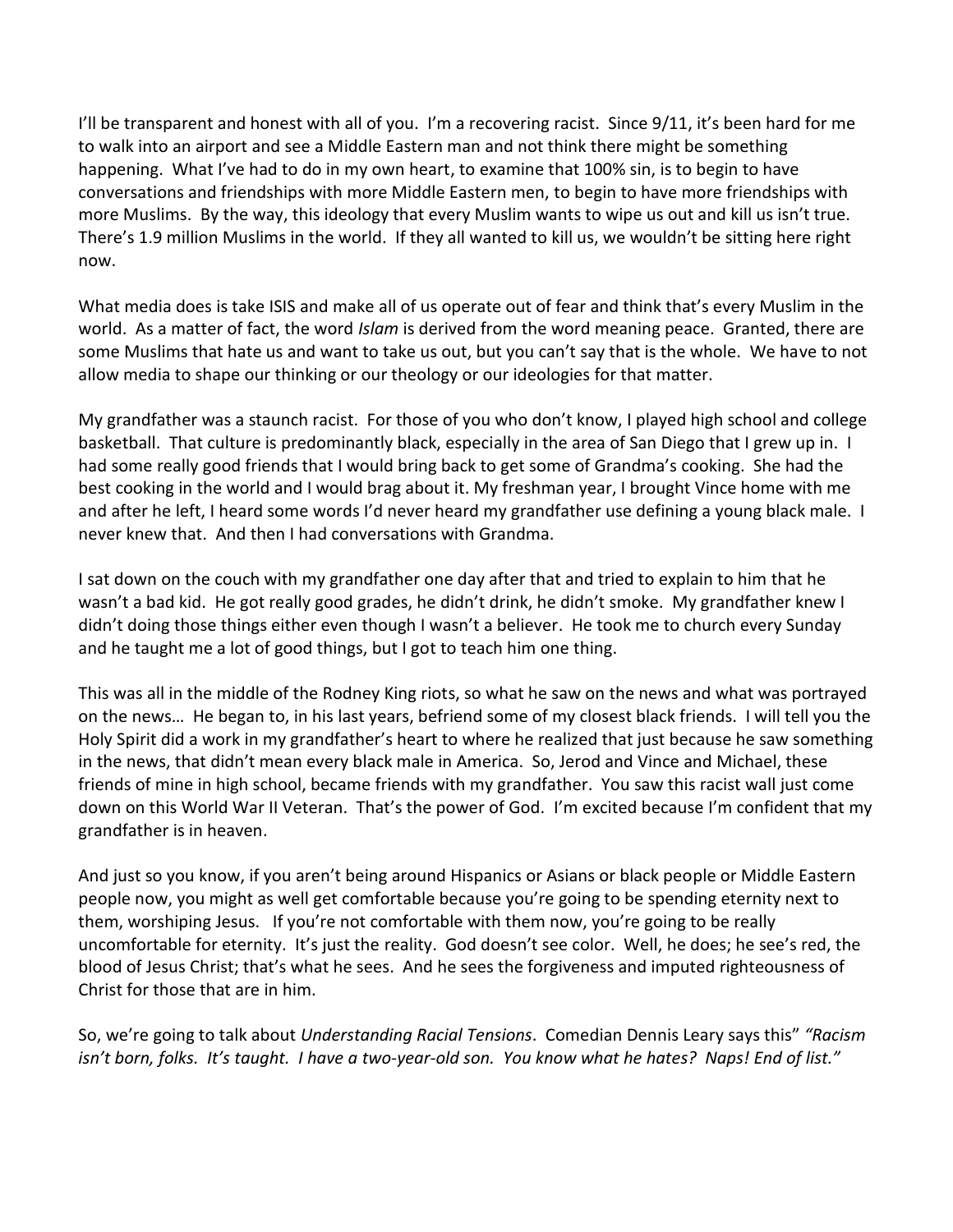I'll be transparent and honest with all of you. I'm a recovering racist. Since 9/11, it's been hard for me to walk into an airport and see a Middle Eastern man and not think there might be something happening. What I've had to do in my own heart, to examine that 100% sin, is to begin to have conversations and friendships with more Middle Eastern men, to begin to have more friendships with more Muslims. By the way, this ideology that every Muslim wants to wipe us out and kill us isn't true. There's 1.9 million Muslims in the world. If they all wanted to kill us, we wouldn't be sitting here right now.

What media does is take ISIS and make all of us operate out of fear and think that's every Muslim in the world. As a matter of fact, the word *Islam* is derived from the word meaning peace. Granted, there are some Muslims that hate us and want to take us out, but you can't say that is the whole. We have to not allow media to shape our thinking or our theology or our ideologies for that matter.

My grandfather was a staunch racist. For those of you who don't know, I played high school and college basketball. That culture is predominantly black, especially in the area of San Diego that I grew up in. I had some really good friends that I would bring back to get some of Grandma's cooking. She had the best cooking in the world and I would brag about it. My freshman year, I brought Vince home with me and after he left, I heard some words I'd never heard my grandfather use defining a young black male. I never knew that. And then I had conversations with Grandma.

I sat down on the couch with my grandfather one day after that and tried to explain to him that he wasn't a bad kid. He got really good grades, he didn't drink, he didn't smoke. My grandfather knew I didn't doing those things either even though I wasn't a believer. He took me to church every Sunday and he taught me a lot of good things, but I got to teach him one thing.

This was all in the middle of the Rodney King riots, so what he saw on the news and what was portrayed on the news… He began to, in his last years, befriend some of my closest black friends. I will tell you the Holy Spirit did a work in my grandfather's heart to where he realized that just because he saw something in the news, that didn't mean every black male in America. So, Jerod and Vince and Michael, these friends of mine in high school, became friends with my grandfather. You saw this racist wall just come down on this World War II Veteran. That's the power of God. I'm excited because I'm confident that my grandfather is in heaven.

And just so you know, if you aren't being around Hispanics or Asians or black people or Middle Eastern people now, you might as well get comfortable because you're going to be spending eternity next to them, worshiping Jesus. If you're not comfortable with them now, you're going to be really uncomfortable for eternity. It's just the reality. God doesn't see color. Well, he does; he see's red, the blood of Jesus Christ; that's what he sees. And he sees the forgiveness and imputed righteousness of Christ for those that are in him.

So, we're going to talk about *Understanding Racial Tensions*. Comedian Dennis Leary says this" *"Racism isn't born, folks. It's taught. I have a two-year-old son. You know what he hates? Naps! End of list."*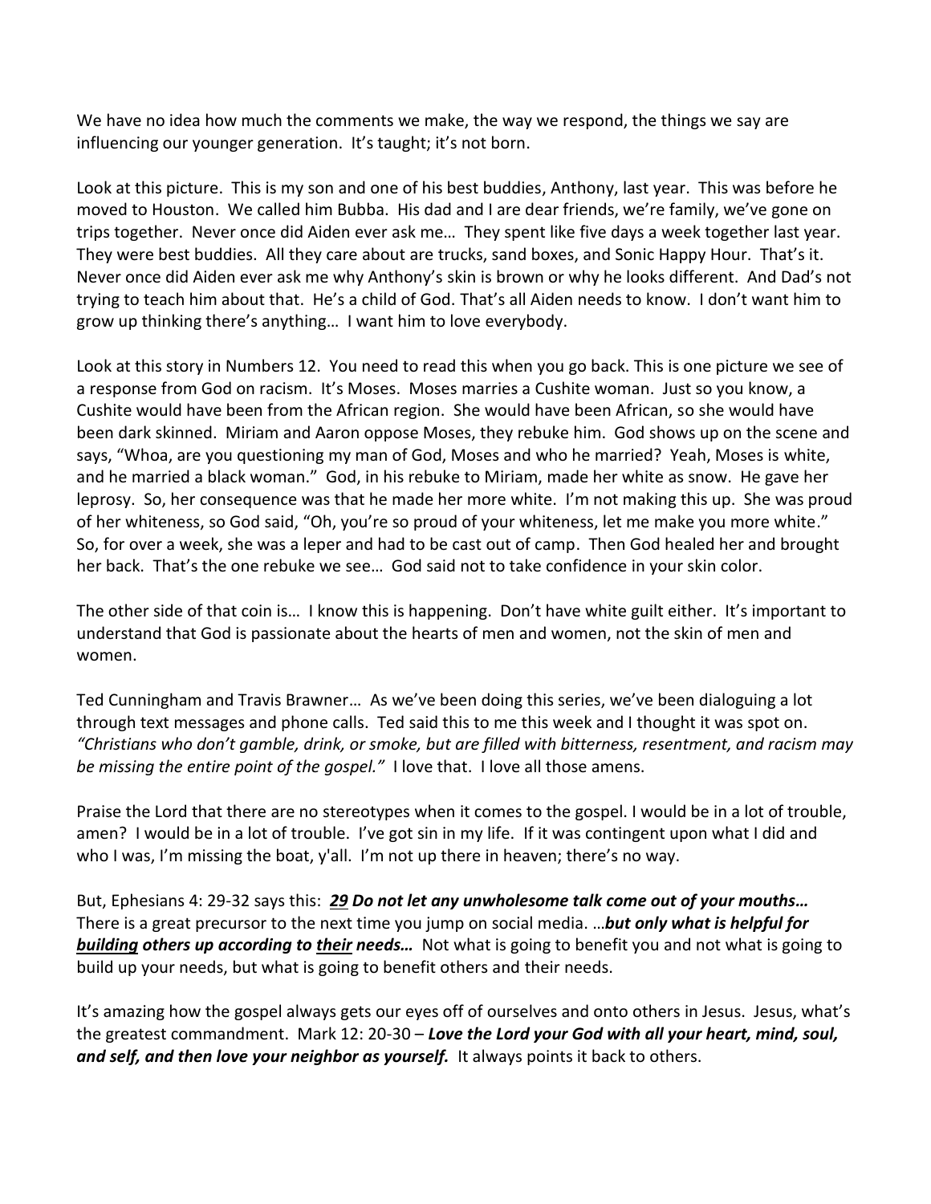We have no idea how much the comments we make, the way we respond, the things we say are influencing our younger generation. It's taught; it's not born.

Look at this picture. This is my son and one of his best buddies, Anthony, last year. This was before he moved to Houston. We called him Bubba. His dad and I are dear friends, we're family, we've gone on trips together. Never once did Aiden ever ask me… They spent like five days a week together last year. They were best buddies. All they care about are trucks, sand boxes, and Sonic Happy Hour. That's it. Never once did Aiden ever ask me why Anthony's skin is brown or why he looks different. And Dad's not trying to teach him about that. He's a child of God. That's all Aiden needs to know. I don't want him to grow up thinking there's anything… I want him to love everybody.

Look at this story in Numbers 12. You need to read this when you go back. This is one picture we see of a response from God on racism. It's Moses. Moses marries a Cushite woman. Just so you know, a Cushite would have been from the African region. She would have been African, so she would have been dark skinned. Miriam and Aaron oppose Moses, they rebuke him. God shows up on the scene and says, "Whoa, are you questioning my man of God, Moses and who he married? Yeah, Moses is white, and he married a black woman." God, in his rebuke to Miriam, made her white as snow. He gave her leprosy. So, her consequence was that he made her more white. I'm not making this up. She was proud of her whiteness, so God said, "Oh, you're so proud of your whiteness, let me make you more white." So, for over a week, she was a leper and had to be cast out of camp. Then God healed her and brought her back. That's the one rebuke we see… God said not to take confidence in your skin color.

The other side of that coin is… I know this is happening. Don't have white guilt either. It's important to understand that God is passionate about the hearts of men and women, not the skin of men and women.

Ted Cunningham and Travis Brawner… As we've been doing this series, we've been dialoguing a lot through text messages and phone calls. Ted said this to me this week and I thought it was spot on. *"Christians who don't gamble, drink, or smoke, but are filled with bitterness, resentment, and racism may be missing the entire point of the gospel."* I love that. I love all those amens.

Praise the Lord that there are no stereotypes when it comes to the gospel. I would be in a lot of trouble, amen? I would be in a lot of trouble. I've got sin in my life. If it was contingent upon what I did and who I was, I'm missing the boat, y'all. I'm not up there in heaven; there's no way.

But, Ephesians 4: 29-32 says this: ***29 Do not let any unwholesome talk come out of your mouths…*** There is a great precursor to the next time you jump on social media. …***but only what is helpful for building others up according to their needs…*** Not what is going to benefit you and not what is going to build up your needs, but what is going to benefit others and their needs.

It's amazing how the gospel always gets our eyes off of ourselves and onto others in Jesus. Jesus, what's the greatest commandment. Mark 12: 20-30 – ***Love the Lord your God with all your heart, mind, soul, and self, and then love your neighbor as yourself.*** It always points it back to others.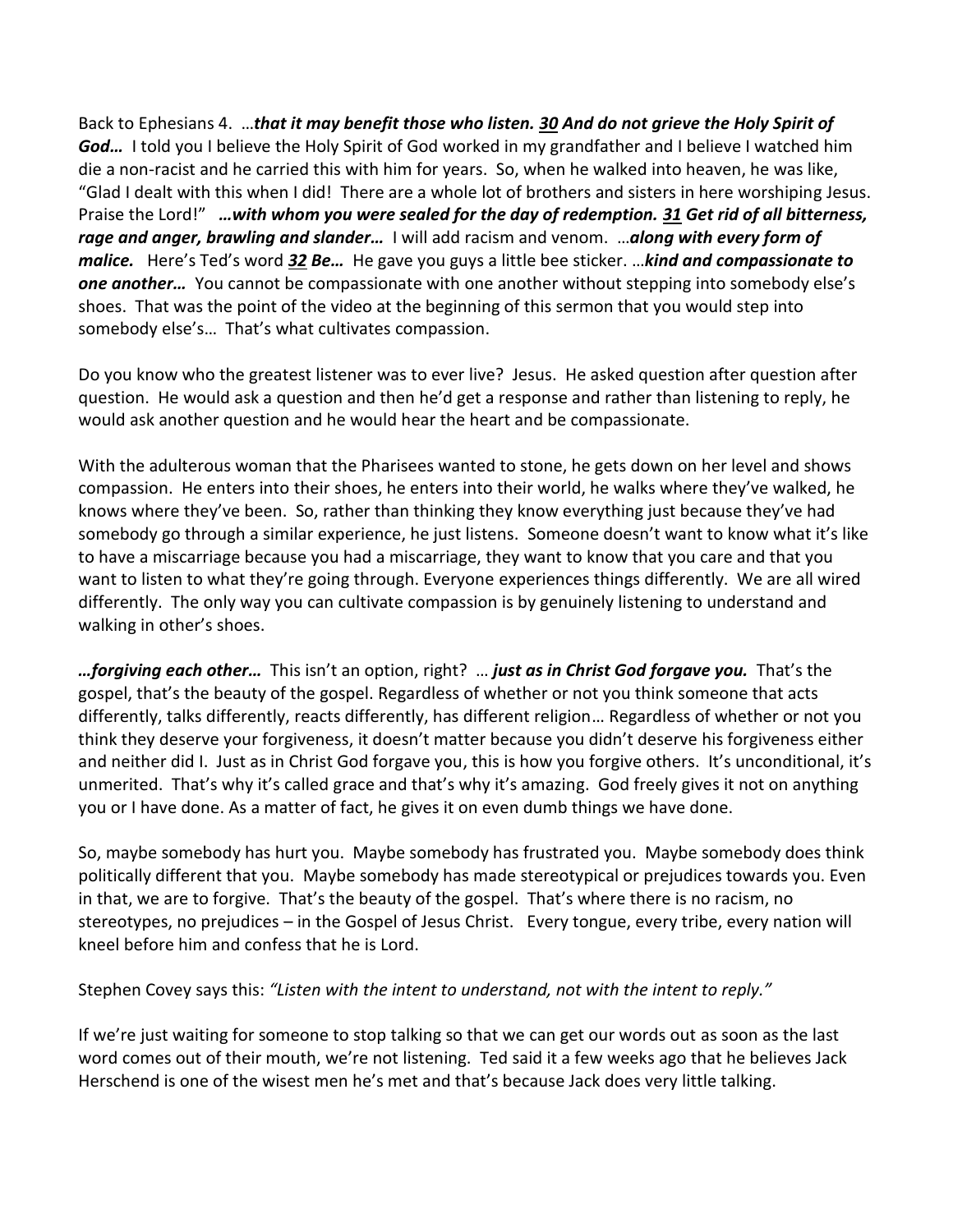Back to Ephesians 4. …***that it may benefit those who listen. <u>30</u> And do not grieve the Holy Spirit of God…*** I told you I believe the Holy Spirit of God worked in my grandfather and I believe I watched him die a non-racist and he carried this with him for years. So, when he walked into heaven, he was like, "Glad I dealt with this when I did! There are a whole lot of brothers and sisters in here worshiping Jesus. Praise the Lord!" ***…with whom you were sealed for the day of redemption. <u>31</u> Get rid of all bitterness, rage and anger, brawling and slander…*** I will add racism and venom. …***along with every form of malice.*** Here's Ted's word ***<u>32</u> Be…*** He gave you guys a little bee sticker. …***kind and compassionate to one another…*** You cannot be compassionate with one another without stepping into somebody else's shoes. That was the point of the video at the beginning of this sermon that you would step into somebody else's… That's what cultivates compassion.

Do you know who the greatest listener was to ever live? Jesus. He asked question after question after question. He would ask a question and then he'd get a response and rather than listening to reply, he would ask another question and he would hear the heart and be compassionate.

With the adulterous woman that the Pharisees wanted to stone, he gets down on her level and shows compassion. He enters into their shoes, he enters into their world, he walks where they've walked, he knows where they've been. So, rather than thinking they know everything just because they've had somebody go through a similar experience, he just listens. Someone doesn't want to know what it's like to have a miscarriage because you had a miscarriage, they want to know that you care and that you want to listen to what they're going through. Everyone experiences things differently. We are all wired differently. The only way you can cultivate compassion is by genuinely listening to understand and walking in other's shoes.

***…forgiving each other…*** This isn't an option, right? … ***just as in Christ God forgave you.*** That's the gospel, that's the beauty of the gospel. Regardless of whether or not you think someone that acts differently, talks differently, reacts differently, has different religion… Regardless of whether or not you think they deserve your forgiveness, it doesn't matter because you didn't deserve his forgiveness either and neither did I. Just as in Christ God forgave you, this is how you forgive others. It's unconditional, it's unmerited. That's why it's called grace and that's why it's amazing. God freely gives it not on anything you or I have done. As a matter of fact, he gives it on even dumb things we have done.

So, maybe somebody has hurt you. Maybe somebody has frustrated you. Maybe somebody does think politically different that you. Maybe somebody has made stereotypical or prejudices towards you. Even in that, we are to forgive. That's the beauty of the gospel. That's where there is no racism, no stereotypes, no prejudices – in the Gospel of Jesus Christ. Every tongue, every tribe, every nation will kneel before him and confess that he is Lord.

Stephen Covey says this: *"Listen with the intent to understand, not with the intent to reply."*

If we're just waiting for someone to stop talking so that we can get our words out as soon as the last word comes out of their mouth, we're not listening. Ted said it a few weeks ago that he believes Jack Herschend is one of the wisest men he's met and that's because Jack does very little talking.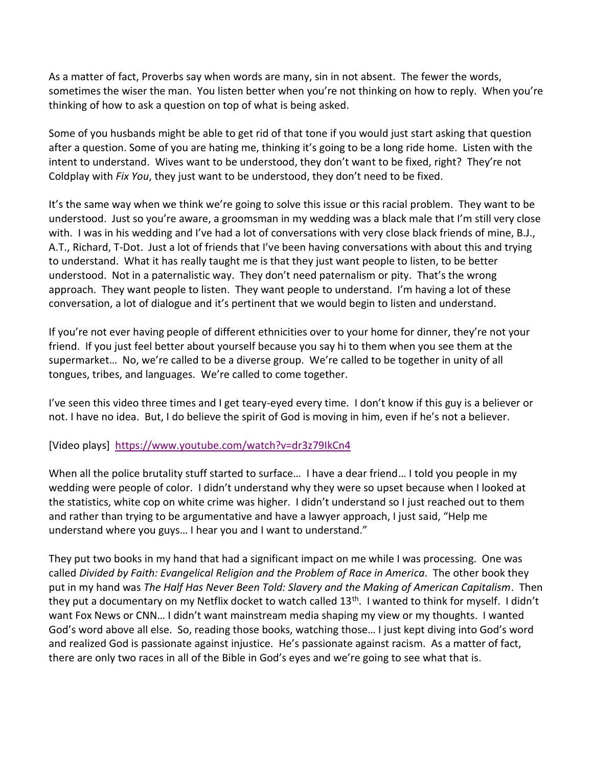As a matter of fact, Proverbs say when words are many, sin in not absent. The fewer the words, sometimes the wiser the man. You listen better when you're not thinking on how to reply. When you're thinking of how to ask a question on top of what is being asked.

Some of you husbands might be able to get rid of that tone if you would just start asking that question after a question. Some of you are hating me, thinking it's going to be a long ride home. Listen with the intent to understand. Wives want to be understood, they don't want to be fixed, right? They're not Coldplay with *Fix You*, they just want to be understood, they don't need to be fixed.

It's the same way when we think we're going to solve this issue or this racial problem. They want to be understood. Just so you're aware, a groomsman in my wedding was a black male that I'm still very close with. I was in his wedding and I've had a lot of conversations with very close black friends of mine, B.J., A.T., Richard, T-Dot. Just a lot of friends that I've been having conversations with about this and trying to understand. What it has really taught me is that they just want people to listen, to be better understood. Not in a paternalistic way. They don't need paternalism or pity. That's the wrong approach. They want people to listen. They want people to understand. I'm having a lot of these conversation, a lot of dialogue and it's pertinent that we would begin to listen and understand.

If you're not ever having people of different ethnicities over to your home for dinner, they're not your friend. If you just feel better about yourself because you say hi to them when you see them at the supermarket… No, we're called to be a diverse group. We're called to be together in unity of all tongues, tribes, and languages. We're called to come together.

I've seen this video three times and I get teary-eyed every time. I don't know if this guy is a believer or not. I have no idea. But, I do believe the spirit of God is moving in him, even if he's not a believer.

[Video plays] [https://www.youtube.com/watch?v=dr3z79IkCn4](https://www.youtube.com/watch?v=dr3z79IkCn4)

When all the police brutality stuff started to surface… I have a dear friend… I told you people in my wedding were people of color. I didn't understand why they were so upset because when I looked at the statistics, white cop on white crime was higher. I didn't understand so I just reached out to them and rather than trying to be argumentative and have a lawyer approach, I just said, "Help me understand where you guys… I hear you and I want to understand."

They put two books in my hand that had a significant impact on me while I was processing. One was called *Divided by Faith: Evangelical Religion and the Problem of Race in America*. The other book they put in my hand was *The Half Has Never Been Told: Slavery and the Making of American Capitalism*. Then they put a documentary on my Netflix docket to watch called 13th. I wanted to think for myself. I didn't want Fox News or CNN… I didn't want mainstream media shaping my view or my thoughts. I wanted God's word above all else. So, reading those books, watching those… I just kept diving into God's word and realized God is passionate against injustice. He's passionate against racism. As a matter of fact, there are only two races in all of the Bible in God's eyes and we're going to see what that is.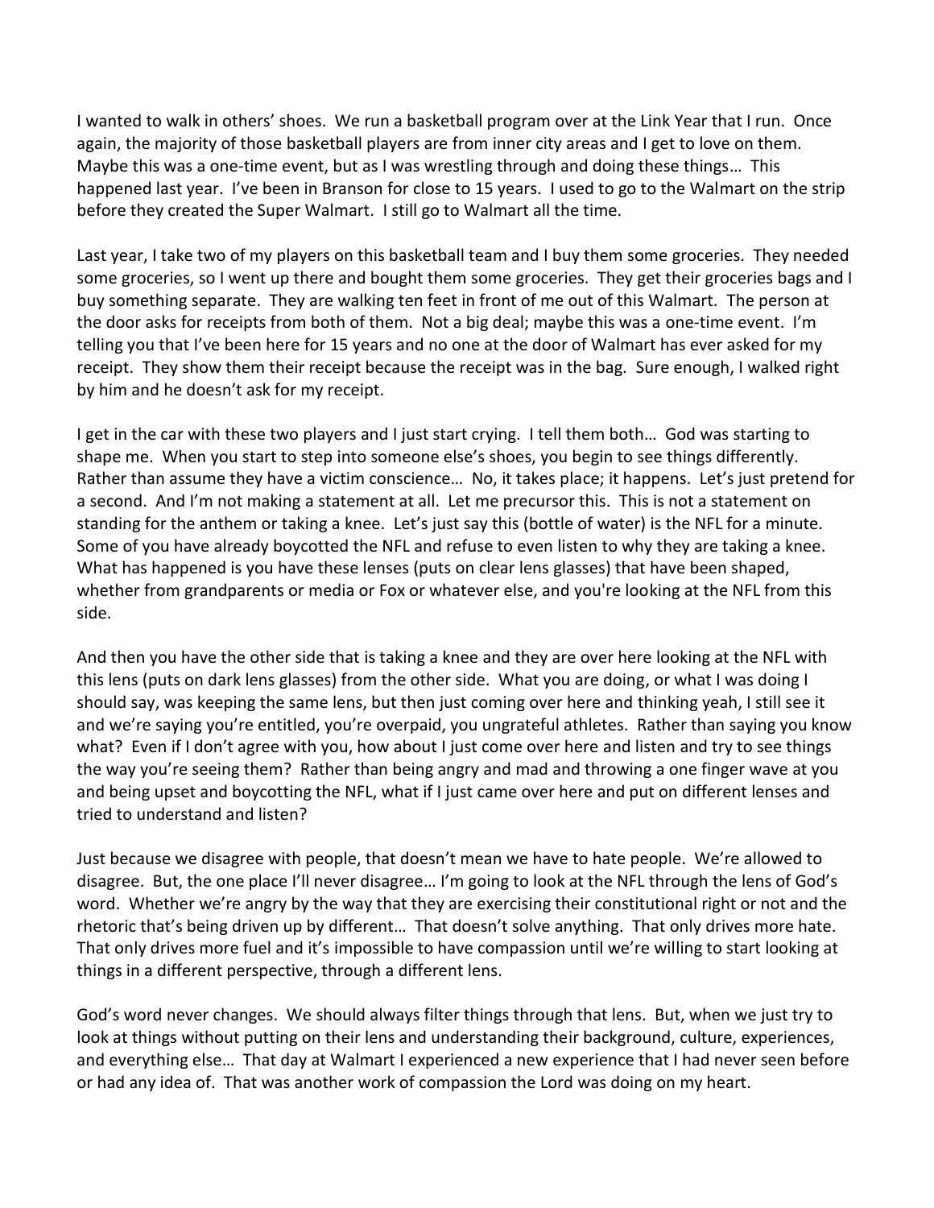I wanted to walk in others' shoes. We run a basketball program over at the Link Year that I run. Once again, the majority of those basketball players are from inner city areas and I get to love on them. Maybe this was a one-time event, but as I was wrestling through and doing these things… This happened last year. I've been in Branson for close to 15 years. I used to go to the Walmart on the strip before they created the Super Walmart. I still go to Walmart all the time.

Last year, I take two of my players on this basketball team and I buy them some groceries. They needed some groceries, so I went up there and bought them some groceries. They get their groceries bags and I buy something separate. They are walking ten feet in front of me out of this Walmart. The person at the door asks for receipts from both of them. Not a big deal; maybe this was a one-time event. I'm telling you that I've been here for 15 years and no one at the door of Walmart has ever asked for my receipt. They show them their receipt because the receipt was in the bag. Sure enough, I walked right by him and he doesn't ask for my receipt.

I get in the car with these two players and I just start crying. I tell them both… God was starting to shape me. When you start to step into someone else's shoes, you begin to see things differently. Rather than assume they have a victim conscience… No, it takes place; it happens. Let's just pretend for a second. And I'm not making a statement at all. Let me precursor this. This is not a statement on standing for the anthem or taking a knee. Let's just say this (bottle of water) is the NFL for a minute. Some of you have already boycotted the NFL and refuse to even listen to why they are taking a knee. What has happened is you have these lenses (puts on clear lens glasses) that have been shaped, whether from grandparents or media or Fox or whatever else, and you're looking at the NFL from this side.

And then you have the other side that is taking a knee and they are over here looking at the NFL with this lens (puts on dark lens glasses) from the other side. What you are doing, or what I was doing I should say, was keeping the same lens, but then just coming over here and thinking yeah, I still see it and we're saying you're entitled, you're overpaid, you ungrateful athletes. Rather than saying you know what? Even if I don't agree with you, how about I just come over here and listen and try to see things the way you're seeing them? Rather than being angry and mad and throwing a one finger wave at you and being upset and boycotting the NFL, what if I just came over here and put on different lenses and tried to understand and listen?

Just because we disagree with people, that doesn't mean we have to hate people. We're allowed to disagree. But, the one place I'll never disagree… I'm going to look at the NFL through the lens of God's word. Whether we're angry by the way that they are exercising their constitutional right or not and the rhetoric that's being driven up by different… That doesn't solve anything. That only drives more hate. That only drives more fuel and it's impossible to have compassion until we're willing to start looking at things in a different perspective, through a different lens.

God's word never changes. We should always filter things through that lens. But, when we just try to look at things without putting on their lens and understanding their background, culture, experiences, and everything else… That day at Walmart I experienced a new experience that I had never seen before or had any idea of. That was another work of compassion the Lord was doing on my heart.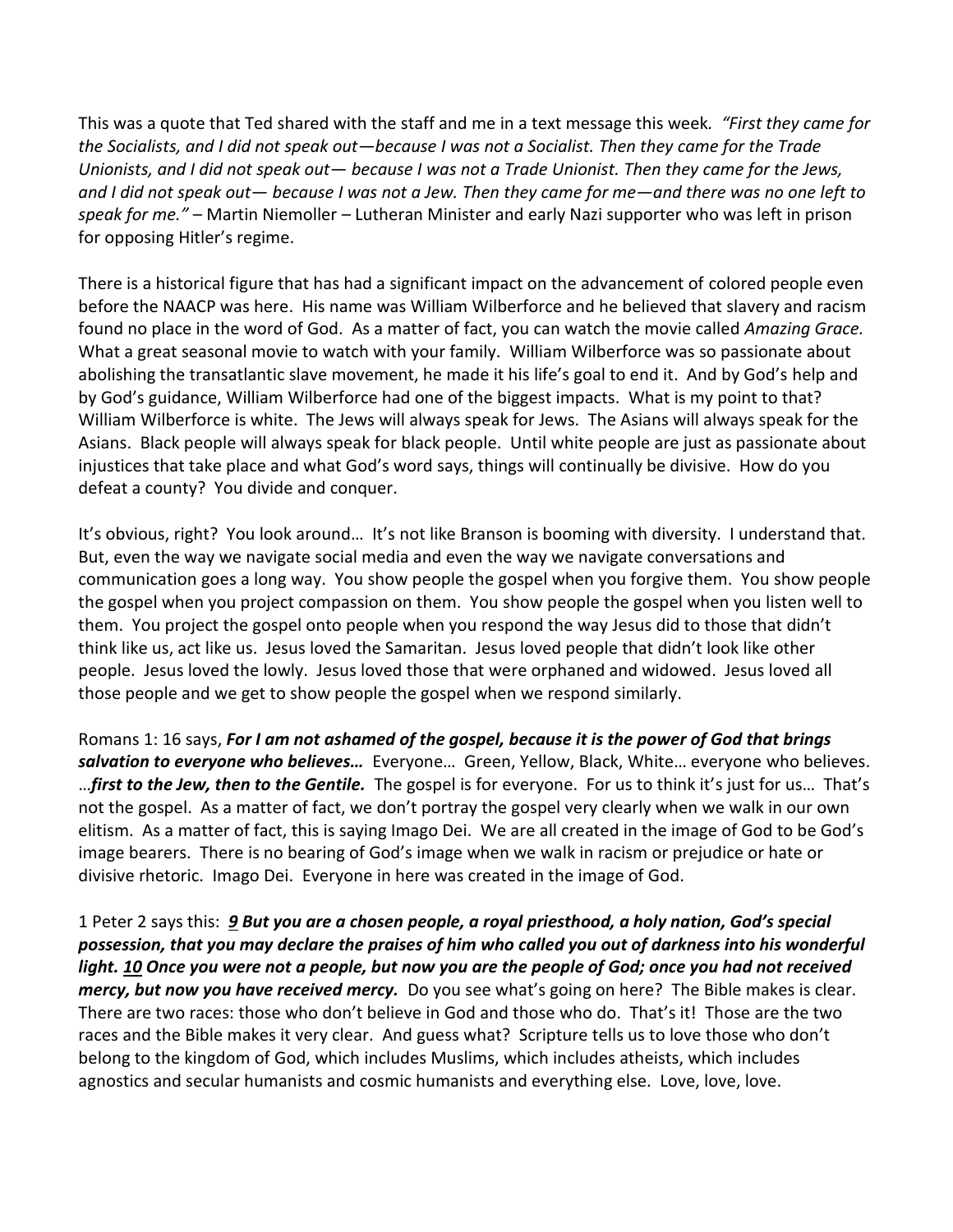This was a quote that Ted shared with the staff and me in a text message this week. *"First they came for the Socialists, and I did not speak out—because I was not a Socialist. Then they came for the Trade Unionists, and I did not speak out— because I was not a Trade Unionist. Then they came for the Jews, and I did not speak out— because I was not a Jew. Then they came for me—and there was no one left to speak for me."* – Martin Niemoller – Lutheran Minister and early Nazi supporter who was left in prison for opposing Hitler's regime.

There is a historical figure that has had a significant impact on the advancement of colored people even before the NAACP was here. His name was William Wilberforce and he believed that slavery and racism found no place in the word of God. As a matter of fact, you can watch the movie called *Amazing Grace.* What a great seasonal movie to watch with your family. William Wilberforce was so passionate about abolishing the transatlantic slave movement, he made it his life's goal to end it. And by God's help and by God's guidance, William Wilberforce had one of the biggest impacts. What is my point to that? William Wilberforce is white. The Jews will always speak for Jews. The Asians will always speak for the Asians. Black people will always speak for black people. Until white people are just as passionate about injustices that take place and what God's word says, things will continually be divisive. How do you defeat a county? You divide and conquer.

It's obvious, right? You look around… It's not like Branson is booming with diversity. I understand that. But, even the way we navigate social media and even the way we navigate conversations and communication goes a long way. You show people the gospel when you forgive them. You show people the gospel when you project compassion on them. You show people the gospel when you listen well to them. You project the gospel onto people when you respond the way Jesus did to those that didn't think like us, act like us. Jesus loved the Samaritan. Jesus loved people that didn't look like other people. Jesus loved the lowly. Jesus loved those that were orphaned and widowed. Jesus loved all those people and we get to show people the gospel when we respond similarly.

Romans 1: 16 says, ***For I am not ashamed of the gospel, because it is the power of God that brings salvation to everyone who believes…*** Everyone… Green, Yellow, Black, White… everyone who believes. …***first to the Jew, then to the Gentile.*** The gospel is for everyone. For us to think it's just for us… That's not the gospel. As a matter of fact, we don't portray the gospel very clearly when we walk in our own elitism. As a matter of fact, this is saying Imago Dei. We are all created in the image of God to be God's image bearers. There is no bearing of God's image when we walk in racism or prejudice or hate or divisive rhetoric. Imago Dei. Everyone in here was created in the image of God.

1 Peter 2 says this: ***9 But you are a chosen people, a royal priesthood, a holy nation, God's special possession, that you may declare the praises of him who called you out of darkness into his wonderful light. 10 Once you were not a people, but now you are the people of God; once you had not received mercy, but now you have received mercy.*** Do you see what's going on here? The Bible makes is clear. There are two races: those who don't believe in God and those who do. That's it! Those are the two races and the Bible makes it very clear. And guess what? Scripture tells us to love those who don't belong to the kingdom of God, which includes Muslims, which includes atheists, which includes agnostics and secular humanists and cosmic humanists and everything else. Love, love, love.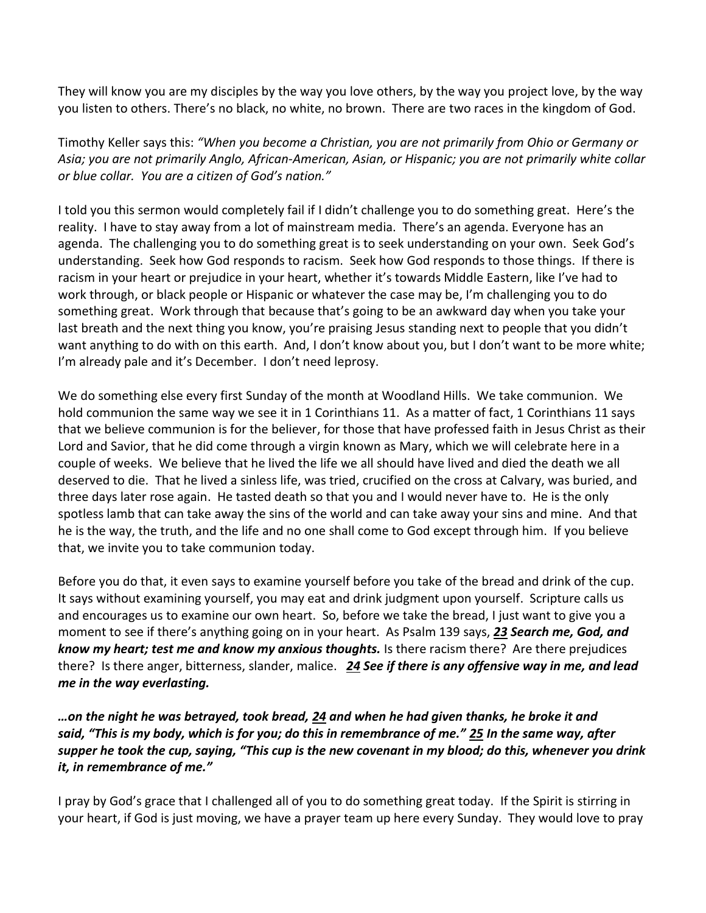They will know you are my disciples by the way you love others, by the way you project love, by the way you listen to others. There's no black, no white, no brown. There are two races in the kingdom of God.

Timothy Keller says this: *"When you become a Christian, you are not primarily from Ohio or Germany or Asia; you are not primarily Anglo, African-American, Asian, or Hispanic; you are not primarily white collar or blue collar. You are a citizen of God's nation."*

I told you this sermon would completely fail if I didn't challenge you to do something great. Here's the reality. I have to stay away from a lot of mainstream media. There's an agenda. Everyone has an agenda. The challenging you to do something great is to seek understanding on your own. Seek God's understanding. Seek how God responds to racism. Seek how God responds to those things. If there is racism in your heart or prejudice in your heart, whether it's towards Middle Eastern, like I've had to work through, or black people or Hispanic or whatever the case may be, I'm challenging you to do something great. Work through that because that's going to be an awkward day when you take your last breath and the next thing you know, you're praising Jesus standing next to people that you didn't want anything to do with on this earth. And, I don't know about you, but I don't want to be more white; I'm already pale and it's December. I don't need leprosy.

We do something else every first Sunday of the month at Woodland Hills. We take communion. We hold communion the same way we see it in 1 Corinthians 11. As a matter of fact, 1 Corinthians 11 says that we believe communion is for the believer, for those that have professed faith in Jesus Christ as their Lord and Savior, that he did come through a virgin known as Mary, which we will celebrate here in a couple of weeks. We believe that he lived the life we all should have lived and died the death we all deserved to die. That he lived a sinless life, was tried, crucified on the cross at Calvary, was buried, and three days later rose again. He tasted death so that you and I would never have to. He is the only spotless lamb that can take away the sins of the world and can take away your sins and mine. And that he is the way, the truth, and the life and no one shall come to God except through him. If you believe that, we invite you to take communion today.

Before you do that, it even says to examine yourself before you take of the bread and drink of the cup. It says without examining yourself, you may eat and drink judgment upon yourself. Scripture calls us and encourages us to examine our own heart. So, before we take the bread, I just want to give you a moment to see if there's anything going on in your heart. As Psalm 139 says, ***23 Search me, God, and know my heart; test me and know my anxious thoughts.*** Is there racism there? Are there prejudices there? Is there anger, bitterness, slander, malice. ***24 See if there is any offensive way in me, and lead me in the way everlasting.***

***…on the night he was betrayed, took bread, 24 and when he had given thanks, he broke it and said, "This is my body, which is for you; do this in remembrance of me." 25 In the same way, after supper he took the cup, saying, "This cup is the new covenant in my blood; do this, whenever you drink it, in remembrance of me."***

I pray by God's grace that I challenged all of you to do something great today. If the Spirit is stirring in your heart, if God is just moving, we have a prayer team up here every Sunday. They would love to pray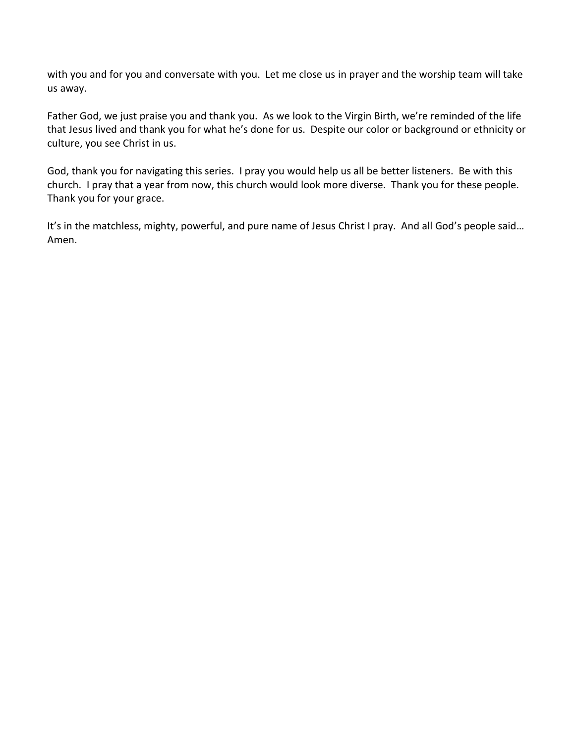with you and for you and conversate with you. Let me close us in prayer and the worship team will take us away.

Father God, we just praise you and thank you. As we look to the Virgin Birth, we're reminded of the life that Jesus lived and thank you for what he's done for us. Despite our color or background or ethnicity or culture, you see Christ in us.

God, thank you for navigating this series. I pray you would help us all be better listeners. Be with this church. I pray that a year from now, this church would look more diverse. Thank you for these people. Thank you for your grace.

It's in the matchless, mighty, powerful, and pure name of Jesus Christ I pray. And all God's people said… Amen.